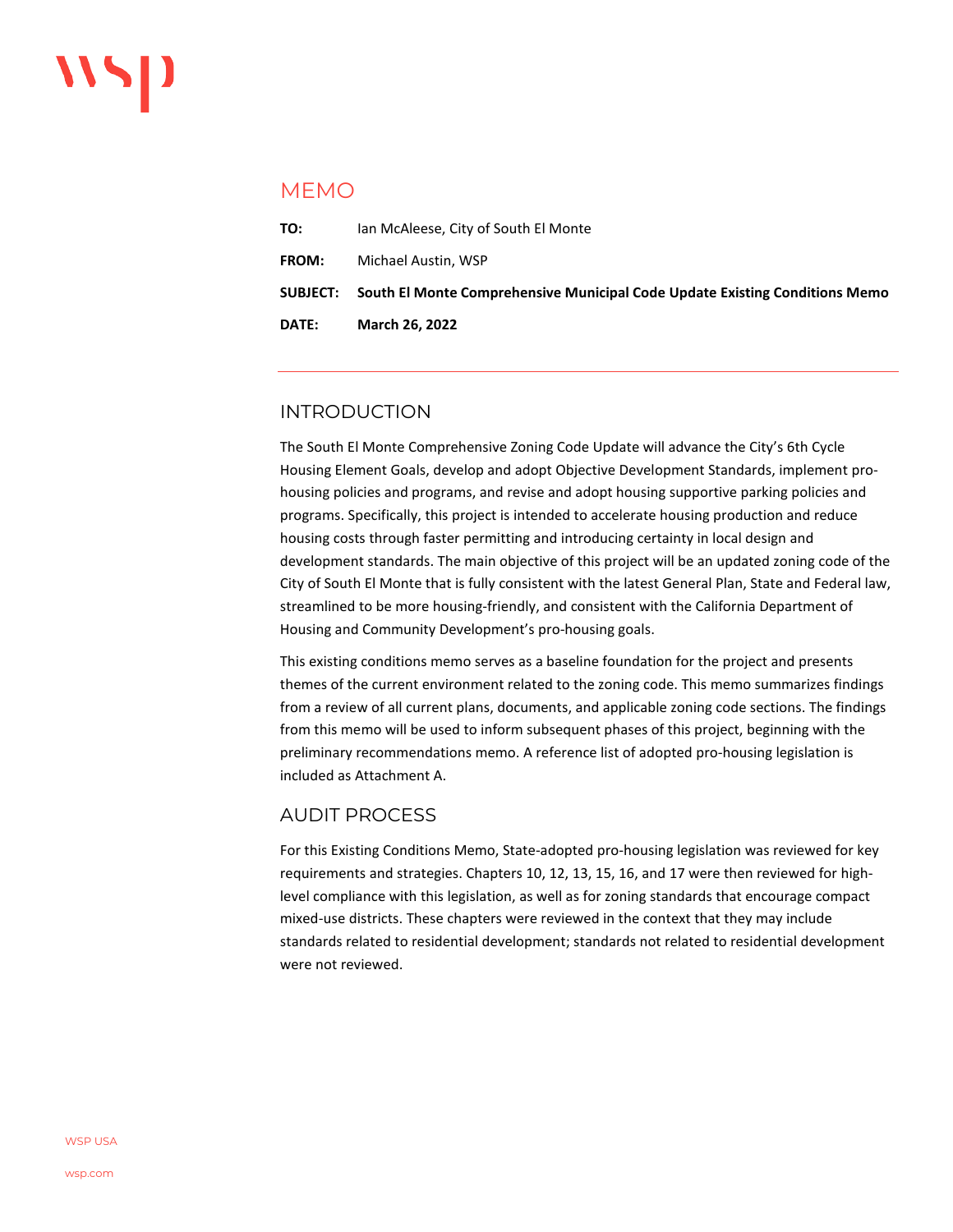# MEMO

**TO:** Ian McAleese, City of South El Monte

**FROM:** Michael Austin, WSP

**SUBJECT:** **South El Monte Comprehensive Municipal Code Update Existing Conditions Memo**

**DATE:** **March 26, 2022**

## INTRODUCTION

The South El Monte Comprehensive Zoning Code Update will advance the City's 6th Cycle Housing Element Goals, develop and adopt Objective Development Standards, implement pro-housing policies and programs, and revise and adopt housing supportive parking policies and programs. Specifically, this project is intended to accelerate housing production and reduce housing costs through faster permitting and introducing certainty in local design and development standards. The main objective of this project will be an updated zoning code of the City of South El Monte that is fully consistent with the latest General Plan, State and Federal law, streamlined to be more housing-friendly, and consistent with the California Department of Housing and Community Development's pro-housing goals.

This existing conditions memo serves as a baseline foundation for the project and presents themes of the current environment related to the zoning code. This memo summarizes findings from a review of all current plans, documents, and applicable zoning code sections. The findings from this memo will be used to inform subsequent phases of this project, beginning with the preliminary recommendations memo. A reference list of adopted pro-housing legislation is included as Attachment A.

## AUDIT PROCESS

For this Existing Conditions Memo, State-adopted pro-housing legislation was reviewed for key requirements and strategies. Chapters 10, 12, 13, 15, 16, and 17 were then reviewed for high-level compliance with this legislation, as well as for zoning standards that encourage compact mixed-use districts. These chapters were reviewed in the context that they may include standards related to residential development; standards not related to residential development were not reviewed.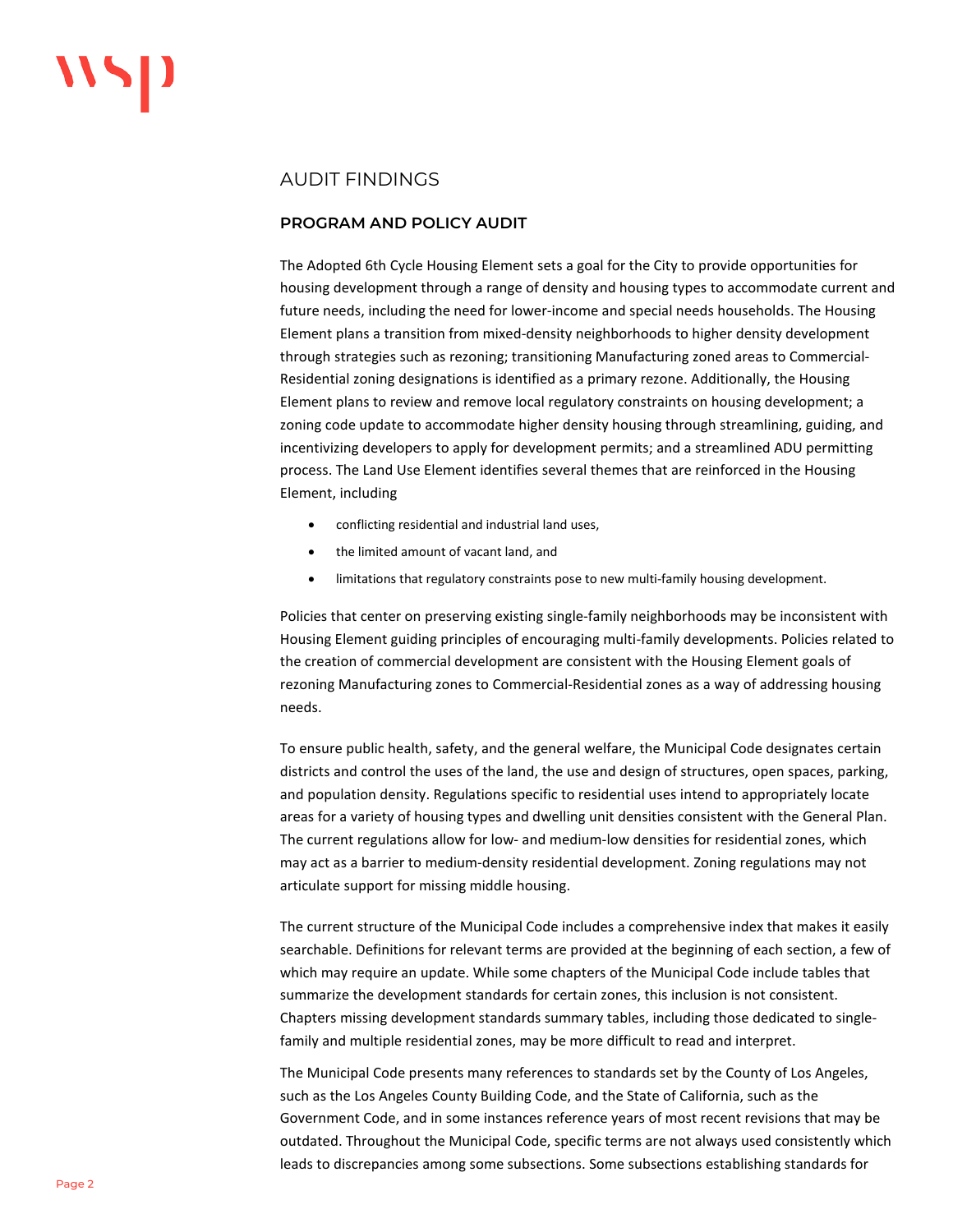## AUDIT FINDINGS

### PROGRAM AND POLICY AUDIT

The Adopted 6th Cycle Housing Element sets a goal for the City to provide opportunities for housing development through a range of density and housing types to accommodate current and future needs, including the need for lower-income and special needs households. The Housing Element plans a transition from mixed-density neighborhoods to higher density development through strategies such as rezoning; transitioning Manufacturing zoned areas to Commercial-Residential zoning designations is identified as a primary rezone. Additionally, the Housing Element plans to review and remove local regulatory constraints on housing development; a zoning code update to accommodate higher density housing through streamlining, guiding, and incentivizing developers to apply for development permits; and a streamlined ADU permitting process. The Land Use Element identifies several themes that are reinforced in the Housing Element, including

- conflicting residential and industrial land uses,
- the limited amount of vacant land, and
- limitations that regulatory constraints pose to new multi-family housing development.

Policies that center on preserving existing single-family neighborhoods may be inconsistent with Housing Element guiding principles of encouraging multi-family developments. Policies related to the creation of commercial development are consistent with the Housing Element goals of rezoning Manufacturing zones to Commercial-Residential zones as a way of addressing housing needs.

To ensure public health, safety, and the general welfare, the Municipal Code designates certain districts and control the uses of the land, the use and design of structures, open spaces, parking, and population density. Regulations specific to residential uses intend to appropriately locate areas for a variety of housing types and dwelling unit densities consistent with the General Plan. The current regulations allow for low- and medium-low densities for residential zones, which may act as a barrier to medium-density residential development. Zoning regulations may not articulate support for missing middle housing.

The current structure of the Municipal Code includes a comprehensive index that makes it easily searchable. Definitions for relevant terms are provided at the beginning of each section, a few of which may require an update. While some chapters of the Municipal Code include tables that summarize the development standards for certain zones, this inclusion is not consistent. Chapters missing development standards summary tables, including those dedicated to single-family and multiple residential zones, may be more difficult to read and interpret.

The Municipal Code presents many references to standards set by the County of Los Angeles, such as the Los Angeles County Building Code, and the State of California, such as the Government Code, and in some instances reference years of most recent revisions that may be outdated. Throughout the Municipal Code, specific terms are not always used consistently which leads to discrepancies among some subsections. Some subsections establishing standards for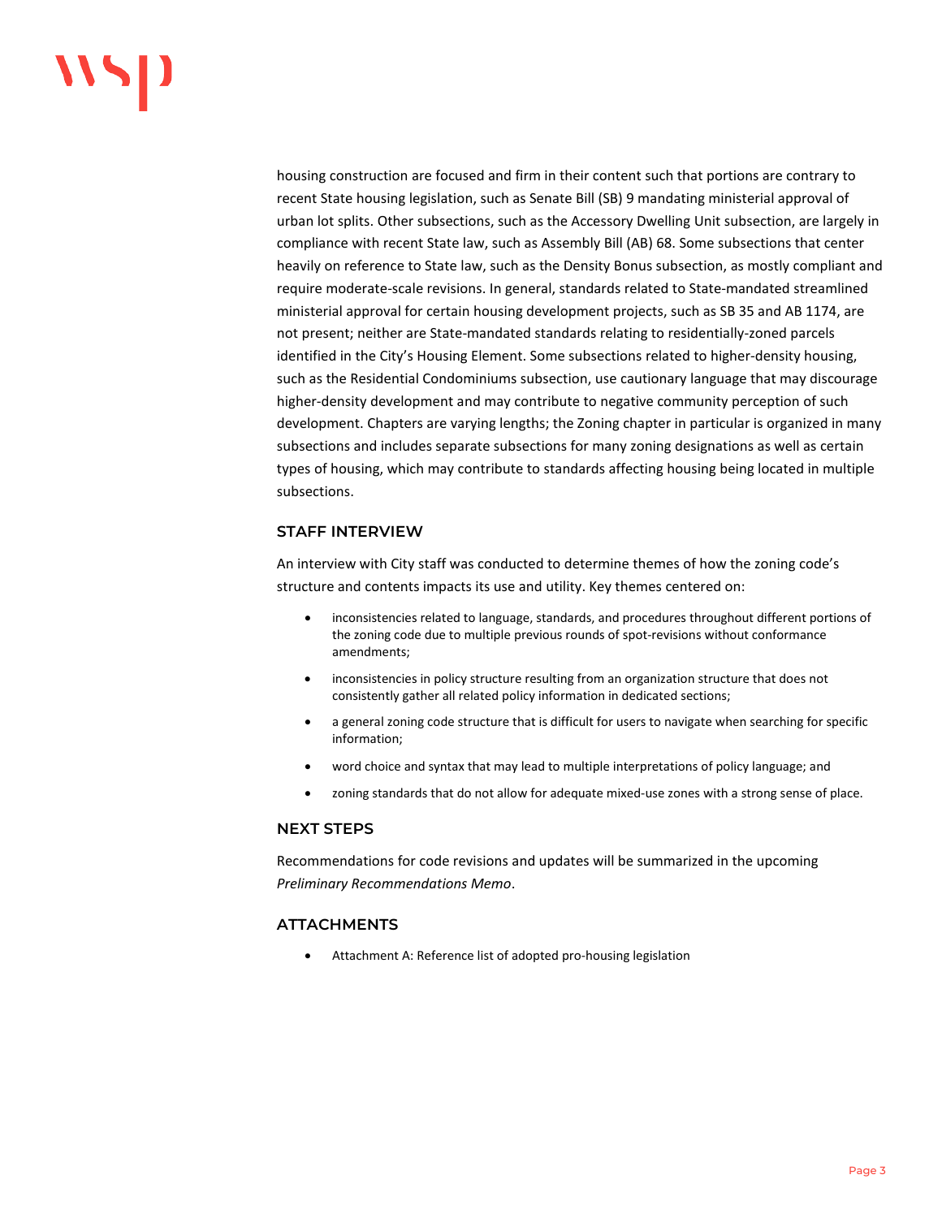housing construction are focused and firm in their content such that portions are contrary to recent State housing legislation, such as Senate Bill (SB) 9 mandating ministerial approval of urban lot splits. Other subsections, such as the Accessory Dwelling Unit subsection, are largely in compliance with recent State law, such as Assembly Bill (AB) 68. Some subsections that center heavily on reference to State law, such as the Density Bonus subsection, as mostly compliant and require moderate-scale revisions. In general, standards related to State-mandated streamlined ministerial approval for certain housing development projects, such as SB 35 and AB 1174, are not present; neither are State-mandated standards relating to residentially-zoned parcels identified in the City's Housing Element. Some subsections related to higher-density housing, such as the Residential Condominiums subsection, use cautionary language that may discourage higher-density development and may contribute to negative community perception of such development. Chapters are varying lengths; the Zoning chapter in particular is organized in many subsections and includes separate subsections for many zoning designations as well as certain types of housing, which may contribute to standards affecting housing being located in multiple subsections.

### STAFF INTERVIEW

An interview with City staff was conducted to determine themes of how the zoning code's structure and contents impacts its use and utility. Key themes centered on:

- inconsistencies related to language, standards, and procedures throughout different portions of the zoning code due to multiple previous rounds of spot-revisions without conformance amendments;
- inconsistencies in policy structure resulting from an organization structure that does not consistently gather all related policy information in dedicated sections;
- a general zoning code structure that is difficult for users to navigate when searching for specific information;
- word choice and syntax that may lead to multiple interpretations of policy language; and
- zoning standards that do not allow for adequate mixed-use zones with a strong sense of place.

### NEXT STEPS

Recommendations for code revisions and updates will be summarized in the upcoming *Preliminary Recommendations Memo*.

### ATTACHMENTS

- Attachment A: Reference list of adopted pro-housing legislation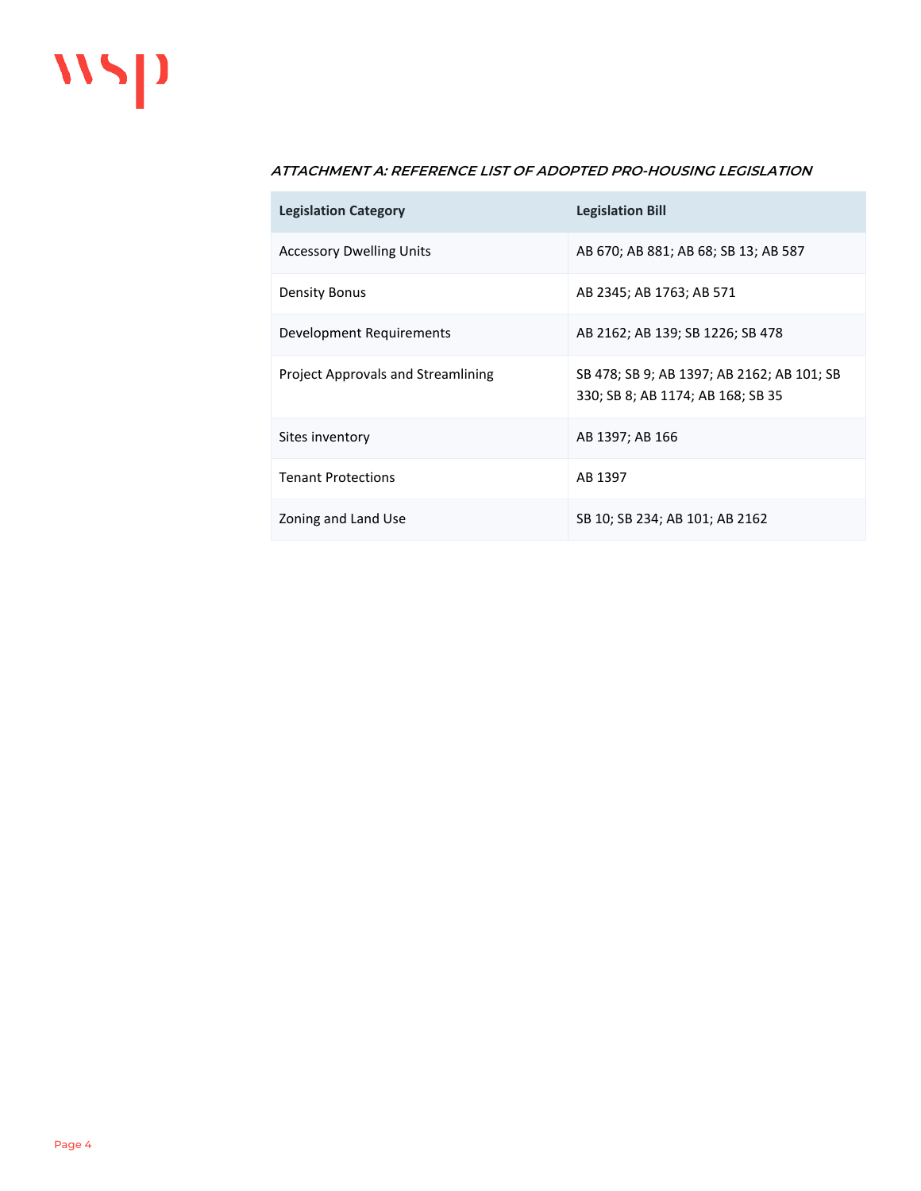### *ATTACHMENT A: REFERENCE LIST OF ADOPTED PRO-HOUSING LEGISLATION*

| Legislation Category | Legislation Bill |
|---|---|
| Accessory Dwelling Units | AB 670; AB 881; AB 68; SB 13; AB 587 |
| Density Bonus | AB 2345; AB 1763; AB 571 |
| Development Requirements | AB 2162; AB 139; SB 1226; SB 478 |
| Project Approvals and Streamlining | SB 478; SB 9; AB 1397; AB 2162; AB 101; SB 330; SB 8; AB 1174; AB 168; SB 35 |
| Sites inventory | AB 1397; AB 166 |
| Tenant Protections | AB 1397 |
| Zoning and Land Use | SB 10; SB 234; AB 101; AB 2162 |